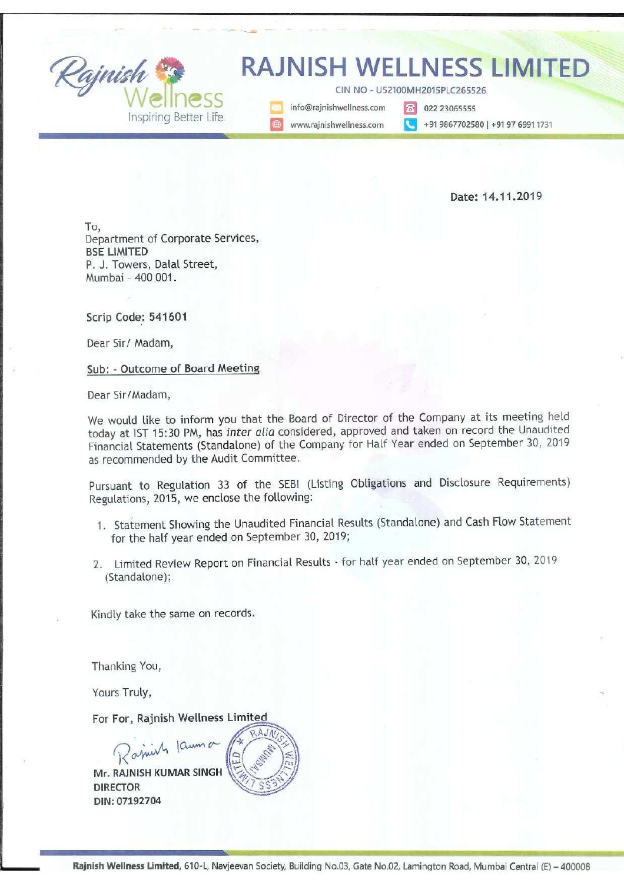# RAJNISH WELLNESS LIMITED

Rajnish Wellness — Inspiring Better Life

CIN NO - U52100MH2015PLC265526

info@rajnishwellness.com | 022 23065555

www.rajnishwellness.com | +91 9867702580 | +91 97 6991 1731

Date: 14.11.2019

To,
Department of Corporate Services,
**BSE LIMITED**
P. J. Towers, Dalal Street,
Mumbai - 400 001.

Scrip Code: **541601**

Dear Sir/ Madam,

Sub: - Outcome of Board Meeting

Dear Sir/Madam,

We would like to inform you that the Board of Director of the Company at its meeting held today at IST 15:30 PM, has *inter alia* considered, approved and taken on record the Unaudited Financial Statements (Standalone) of the Company for Half Year ended on September 30, 2019 as recommended by the Audit Committee.

Pursuant to Regulation 33 of the SEBI (Listing Obligations and Disclosure Requirements) Regulations, 2015, we enclose the following:

1. Statement Showing the Unaudited Financial Results (Standalone) and Cash Flow Statement for the half year ended on September 30, 2019;
2. Limited Review Report on Financial Results - for half year ended on September 30, 2019 (Standalone);

Kindly take the same on records.

Thanking You,

Yours Truly,

For For, Rajnish Wellness Limited

**Mr. RAJNISH KUMAR SINGH**
**DIRECTOR**
**DIN: 07192704**

**Rajnish Wellness Limited**, 610-L, Navjeevan Society, Building No.03, Gate No.02, Lamington Road, Mumbai Central (E) – 400008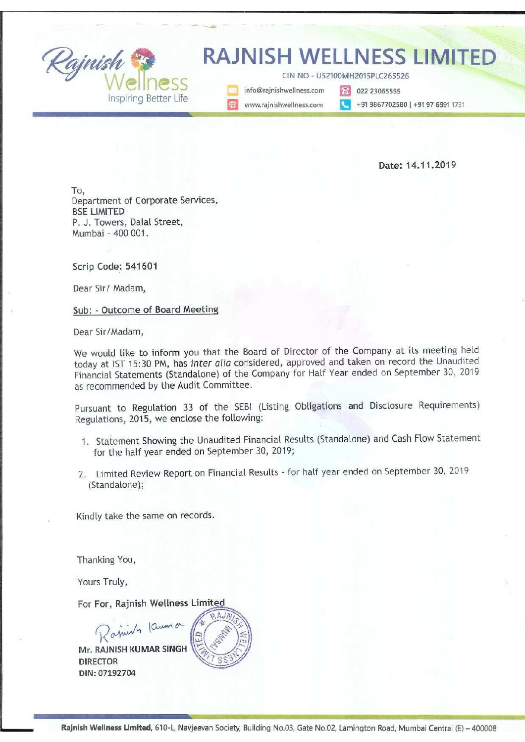# RAJNISH WELLNESS LIMITED

CIN NO - U52100MH2015PLC265526

info@rajnishwellness.com | 022 23065555

www.rajnishwellness.com | +91 9867702580 | +91 97 6991 1731

Date: 14.11.2019

To,
Department of Corporate Services,
**BSE LIMITED**
P. J. Towers, Dalal Street,
Mumbai - 400 001.

Scrip Code: 541601

Dear Sir/ Madam,

Sub: - Outcome of Board Meeting

Dear Sir/Madam,

We would like to inform you that the Board of Director of the Company at its meeting held today at IST 15:30 PM, has *inter alia* considered, approved and taken on record the Unaudited Financial Statements (Standalone) of the Company for Half Year ended on September 30, 2019 as recommended by the Audit Committee.

Pursuant to Regulation 33 of the SEBI (Listing Obligations and Disclosure Requirements) Regulations, 2015, we enclose the following:

1. Statement Showing the Unaudited Financial Results (Standalone) and Cash Flow Statement for the half year ended on September 30, 2019;
2. Limited Review Report on Financial Results - for half year ended on September 30, 2019 (Standalone);

Kindly take the same on records.

Thanking You,

Yours Truly,

For For, Rajnish Wellness Limited

**Mr. RAJNISH KUMAR SINGH**
**DIRECTOR**
**DIN: 07192704**

**Rajnish Wellness Limited**, 610-L, Navjeevan Society, Building No.03, Gate No.02, Lamington Road, Mumbai Central (E) – 400008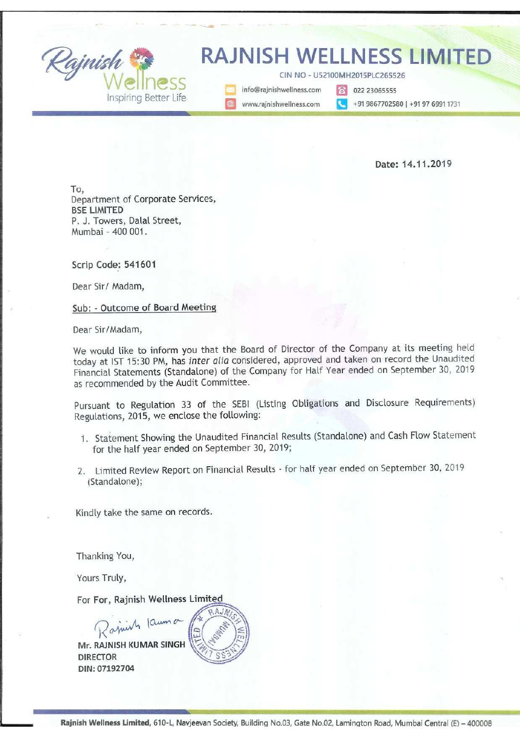# RAJNISH WELLNESS LIMITED

Rajnish Wellness
Inspiring Better Life

CIN NO - U52100MH2015PLC265526

info@rajnishwellness.com | 022 23065555

www.rajnishwellness.com | +91 9867702580 | +91 97 6991 1731

**Date: 14.11.2019**

To,
Department of Corporate Services,
**BSE LIMITED**
P. J. Towers, Dalal Street,
Mumbai - 400 001.

Scrip Code: **541601**

Dear Sir/ Madam,

Sub: - Outcome of Board Meeting

Dear Sir/Madam,

We would like to inform you that the Board of Director of the Company at its meeting held today at IST 15:30 PM, has *inter alia* considered, approved and taken on record the Unaudited Financial Statements (Standalone) of the Company for Half Year ended on September 30, 2019 as recommended by the Audit Committee.

Pursuant to Regulation 33 of the SEBI (Listing Obligations and Disclosure Requirements) Regulations, 2015, we enclose the following:

1. Statement Showing the Unaudited Financial Results (Standalone) and Cash Flow Statement for the half year ended on September 30, 2019;
2. Limited Review Report on Financial Results - for half year ended on September 30, 2019 (Standalone);

Kindly take the same on records.

Thanking You,

Yours Truly,

For For, Rajnish Wellness Limited

Mr. RAJNISH KUMAR SINGH
DIRECTOR
DIN: 07192704

**Rajnish Wellness Limited**, 610-L, Navjeevan Society, Building No.03, Gate No.02, Lamington Road, Mumbai Central (E) – 400008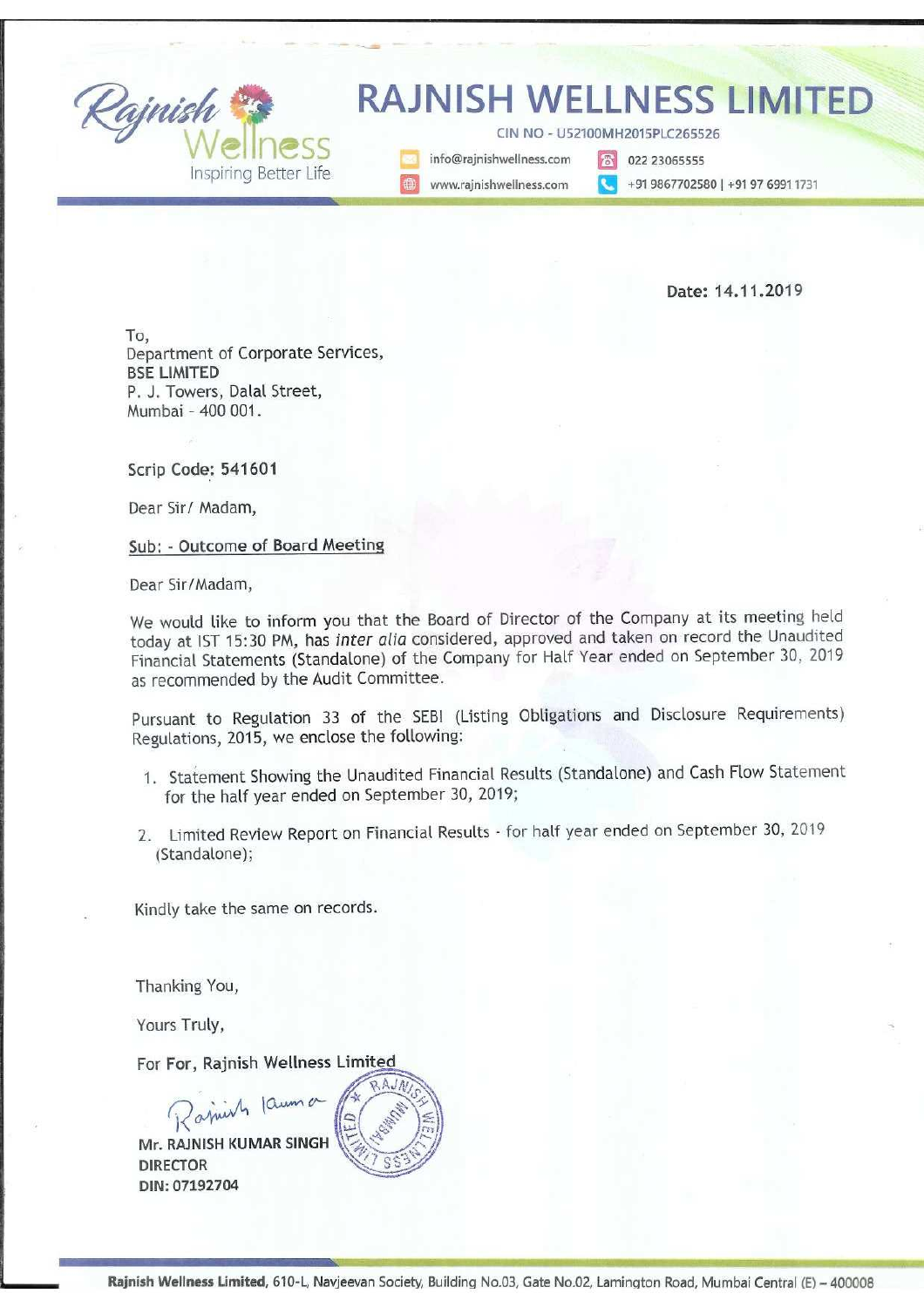# RAJNISH WELLNESS LIMITED

Rajnish Wellness
Inspiring Better Life

CIN NO - U52100MH2015PLC265526

info@rajnishwellness.com | 022 23065555

www.rajnishwellness.com | +91 9867702580 | +91 97 6991 1731

Date: 14.11.2019

To,
Department of Corporate Services,
**BSE LIMITED**
P. J. Towers, Dalal Street,
Mumbai - 400 001.

Scrip Code: **541601**

Dear Sir/ Madam,

Sub: - Outcome of Board Meeting

Dear Sir/Madam,

We would like to inform you that the Board of Director of the Company at its meeting held today at IST 15:30 PM, has *inter alia* considered, approved and taken on record the Unaudited Financial Statements (Standalone) of the Company for Half Year ended on September 30, 2019 as recommended by the Audit Committee.

Pursuant to Regulation 33 of the SEBI (Listing Obligations and Disclosure Requirements) Regulations, 2015, we enclose the following:

1. Statement Showing the Unaudited Financial Results (Standalone) and Cash Flow Statement for the half year ended on September 30, 2019;
2. Limited Review Report on Financial Results - for half year ended on September 30, 2019 (Standalone);

Kindly take the same on records.

Thanking You,

Yours Truly,

For For, Rajnish Wellness Limited

**Mr. RAJNISH KUMAR SINGH**
**DIRECTOR**
**DIN: 07192704**

**Rajnish Wellness Limited**, 610-L, Navjeevan Society, Building No.03, Gate No.02, Lamington Road, Mumbai Central (E) – 400008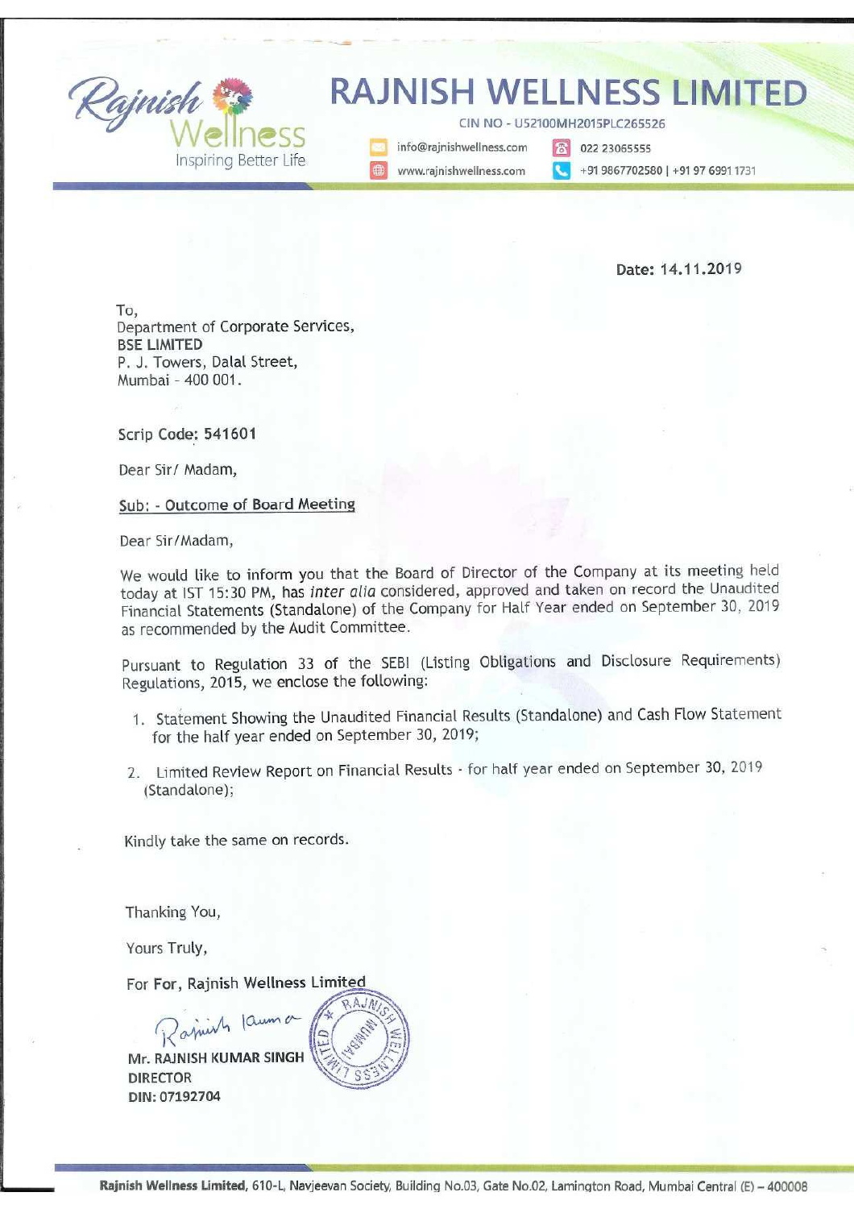# RAJNISH WELLNESS LIMITED

CIN NO - U52100MH2015PLC265526

info@rajnishwellness.com | 022 23065555

www.rajnishwellness.com | +91 9867702580 | +91 97 6991 1731

Date: 14.11.2019

To,
Department of Corporate Services,
**BSE LIMITED**
P. J. Towers, Dalal Street,
Mumbai - 400 001.

Scrip Code: 541601

Dear Sir/ Madam,

Sub: - Outcome of Board Meeting

Dear Sir/Madam,

We would like to inform you that the Board of Director of the Company at its meeting held today at IST 15:30 PM, has *inter alia* considered, approved and taken on record the Unaudited Financial Statements (Standalone) of the Company for Half Year ended on September 30, 2019 as recommended by the Audit Committee.

Pursuant to Regulation 33 of the SEBI (Listing Obligations and Disclosure Requirements) Regulations, 2015, we enclose the following:

1. Statement Showing the Unaudited Financial Results (Standalone) and Cash Flow Statement for the half year ended on September 30, 2019;
2. Limited Review Report on Financial Results - for half year ended on September 30, 2019 (Standalone);

Kindly take the same on records.

Thanking You,

Yours Truly,

For For, Rajnish Wellness Limited

Mr. RAJNISH KUMAR SINGH
DIRECTOR
DIN: 07192704

**Rajnish Wellness Limited**, 610-L, Navjeevan Society, Building No.03, Gate No.02, Lamington Road, Mumbai Central (E) – 400008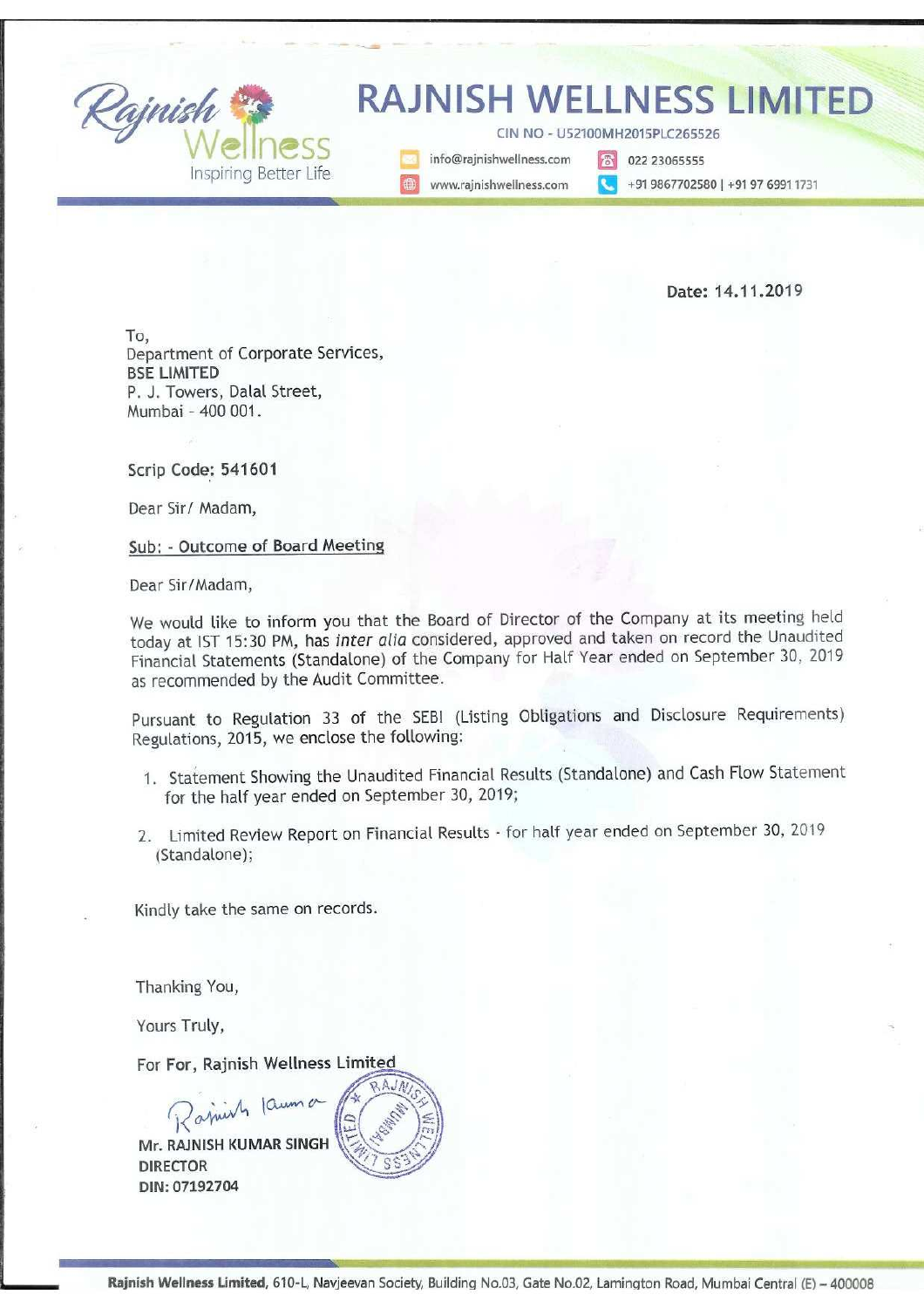# RAJNISH WELLNESS LIMITED

Rajnish Wellness
Inspiring Better Life

CIN NO - U52100MH2015PLC265526

info@rajnishwellness.com | 022 23065555

www.rajnishwellness.com | +91 9867702580 | +91 97 6991 1731

Date: 14.11.2019

To,
Department of Corporate Services,
**BSE LIMITED**
P. J. Towers, Dalal Street,
Mumbai - 400 001.

Scrip Code: **541601**

Dear Sir/ Madam,

Sub: - Outcome of Board Meeting

Dear Sir/Madam,

We would like to inform you that the Board of Director of the Company at its meeting held today at IST 15:30 PM, has *inter alia* considered, approved and taken on record the Unaudited Financial Statements (Standalone) of the Company for Half Year ended on September 30, 2019 as recommended by the Audit Committee.

Pursuant to Regulation 33 of the SEBI (Listing Obligations and Disclosure Requirements) Regulations, 2015, we enclose the following:

1. Statement Showing the Unaudited Financial Results (Standalone) and Cash Flow Statement for the half year ended on September 30, 2019;
2. Limited Review Report on Financial Results - for half year ended on September 30, 2019 (Standalone);

Kindly take the same on records.

Thanking You,

Yours Truly,

For For, Rajnish Wellness Limited

Mr. RAJNISH KUMAR SINGH
DIRECTOR
DIN: 07192704

**Rajnish Wellness Limited**, 610-L, Navjeevan Society, Building No.03, Gate No.02, Lamington Road, Mumbai Central (E) – 400008